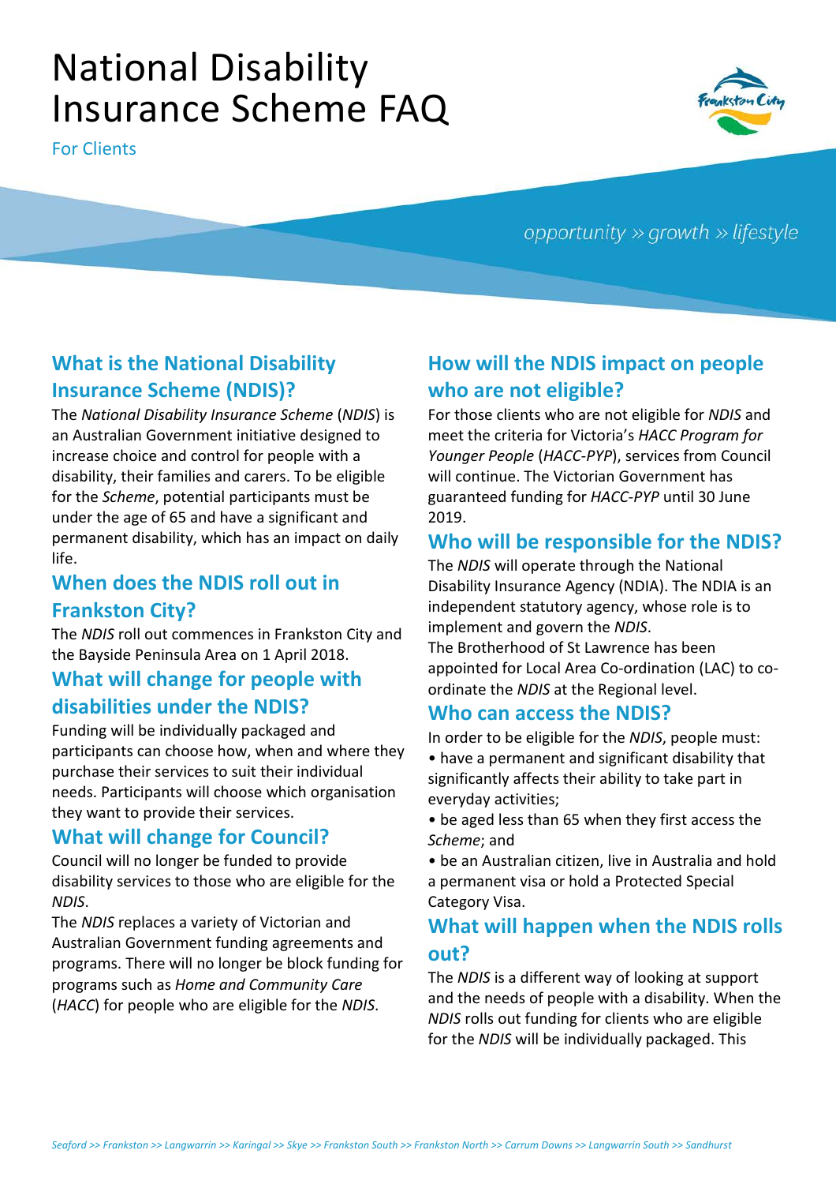# National Disability Insurance Scheme FAQ

For Clients

opportunity » growth » lifestyle

## What is the National Disability Insurance Scheme (NDIS)?

The *National Disability Insurance Scheme* (*NDIS*) is an Australian Government initiative designed to increase choice and control for people with a disability, their families and carers. To be eligible for the *Scheme*, potential participants must be under the age of 65 and have a significant and permanent disability, which has an impact on daily life.

## When does the NDIS roll out in Frankston City?

The *NDIS* roll out commences in Frankston City and the Bayside Peninsula Area on 1 April 2018.

## What will change for people with disabilities under the NDIS?

Funding will be individually packaged and participants can choose how, when and where they purchase their services to suit their individual needs. Participants will choose which organisation they want to provide their services.

## What will change for Council?

Council will no longer be funded to provide disability services to those who are eligible for the *NDIS*.

The *NDIS* replaces a variety of Victorian and Australian Government funding agreements and programs. There will no longer be block funding for programs such as *Home and Community Care* (*HACC*) for people who are eligible for the *NDIS*.

## How will the NDIS impact on people who are not eligible?

For those clients who are not eligible for *NDIS* and meet the criteria for Victoria's *HACC Program for Younger People* (*HACC-PYP*), services from Council will continue. The Victorian Government has guaranteed funding for *HACC-PYP* until 30 June 2019.

## Who will be responsible for the NDIS?

The *NDIS* will operate through the National Disability Insurance Agency (NDIA). The NDIA is an independent statutory agency, whose role is to implement and govern the *NDIS*.

The Brotherhood of St Lawrence has been appointed for Local Area Co-ordination (LAC) to co-ordinate the *NDIS* at the Regional level.

## Who can access the NDIS?

In order to be eligible for the *NDIS*, people must:

- have a permanent and significant disability that significantly affects their ability to take part in everyday activities;
- be aged less than 65 when they first access the *Scheme*; and
- be an Australian citizen, live in Australia and hold a permanent visa or hold a Protected Special Category Visa.

## What will happen when the NDIS rolls out?

The *NDIS* is a different way of looking at support and the needs of people with a disability. When the *NDIS* rolls out funding for clients who are eligible for the *NDIS* will be individually packaged. This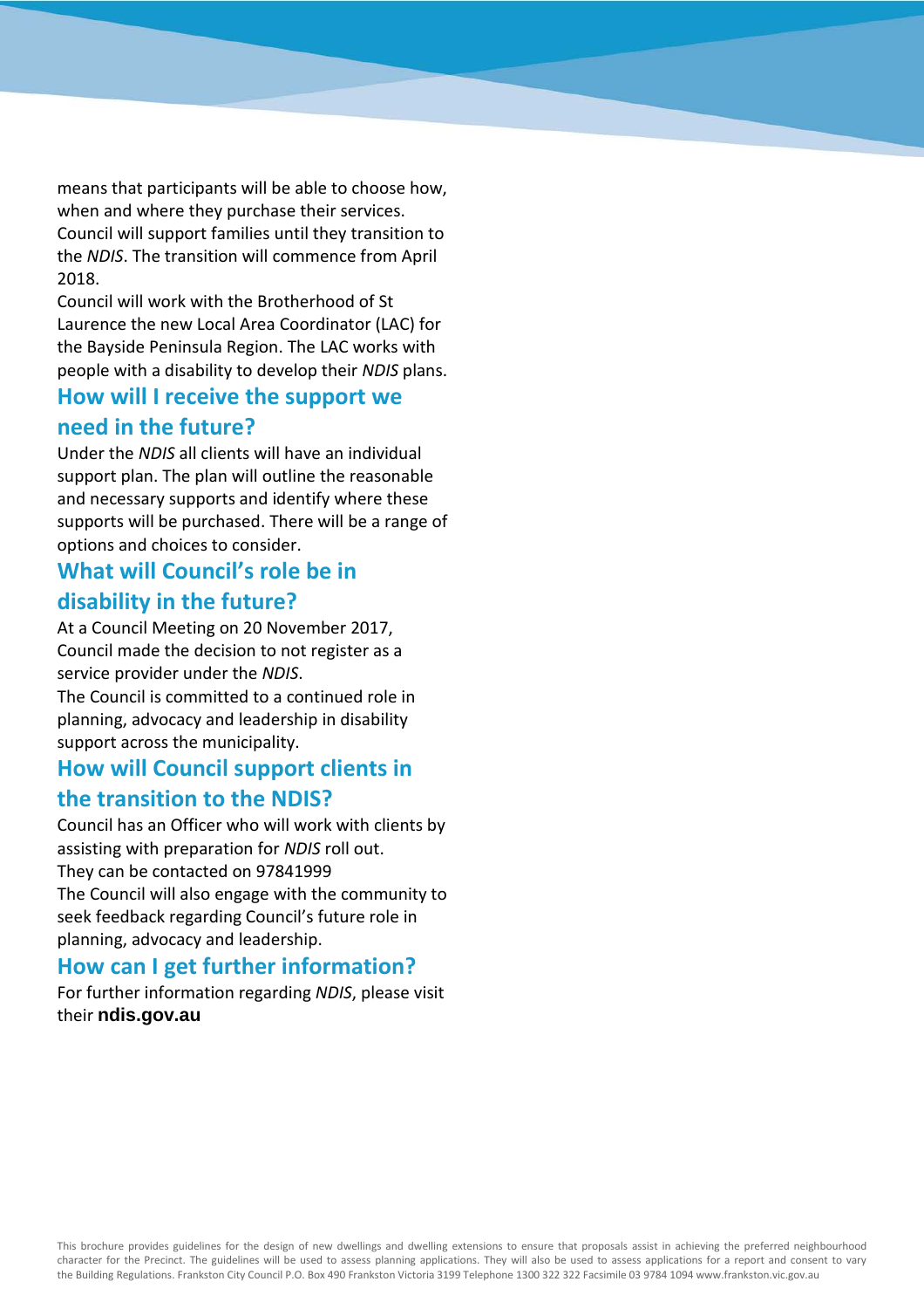means that participants will be able to choose how, when and where they purchase their services. Council will support families until they transition to the *NDIS*. The transition will commence from April 2018.

Council will work with the Brotherhood of St Laurence the new Local Area Coordinator (LAC) for the Bayside Peninsula Region. The LAC works with people with a disability to develop their *NDIS* plans.

## How will I receive the support we need in the future?

Under the *NDIS* all clients will have an individual support plan. The plan will outline the reasonable and necessary supports and identify where these supports will be purchased. There will be a range of options and choices to consider.

## What will Council's role be in disability in the future?

At a Council Meeting on 20 November 2017, Council made the decision to not register as a service provider under the *NDIS*.

The Council is committed to a continued role in planning, advocacy and leadership in disability support across the municipality.

## How will Council support clients in the transition to the NDIS?

Council has an Officer who will work with clients by assisting with preparation for *NDIS* roll out.

They can be contacted on 97841999

The Council will also engage with the community to seek feedback regarding Council's future role in planning, advocacy and leadership.

## How can I get further information?

For further information regarding *NDIS*, please visit their **ndis.gov.au**

This brochure provides guidelines for the design of new dwellings and dwelling extensions to ensure that proposals assist in achieving the preferred neighbourhood character for the Precinct. The guidelines will be used to assess planning applications. They will also be used to assess applications for a report and consent to vary the Building Regulations. Frankston City Council P.O. Box 490 Frankston Victoria 3199 Telephone 1300 322 322 Facsimile 03 9784 1094 www.frankston.vic.gov.au